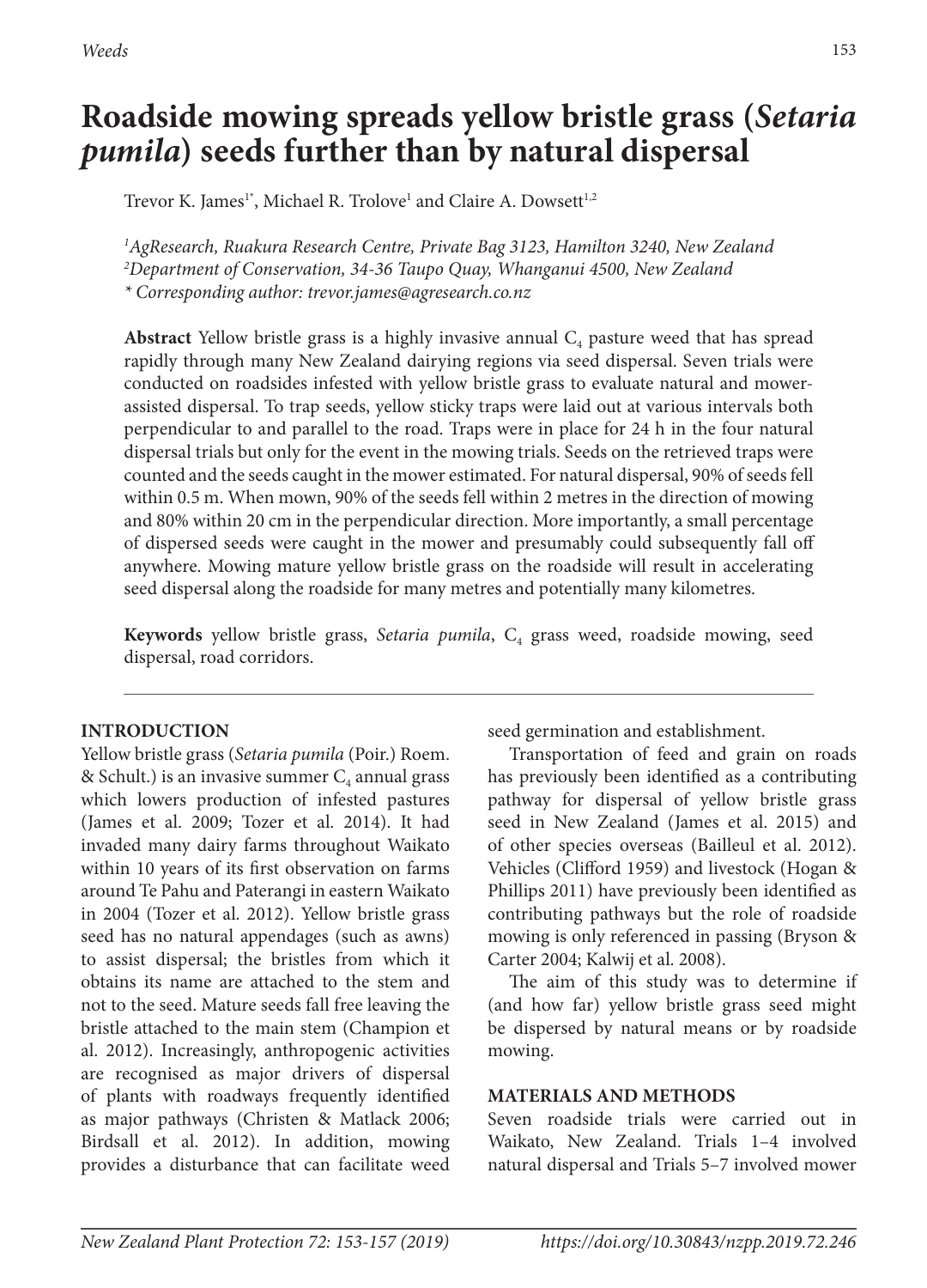# Roadside mowing spreads yellow bristle grass (*Setaria pumila*) seeds further than by natural dispersal

Trevor K. James[1*], Michael R. Trolove[1] and Claire A. Dowsett[1,2]

*[1]AgResearch, Ruakura Research Centre, Private Bag 3123, Hamilton 3240, New Zealand*
*[2]Department of Conservation, 34-36 Taupo Quay, Whanganui 4500, New Zealand*
*\* Corresponding author: trevor.james@agresearch.co.nz*

**Abstract** Yellow bristle grass is a highly invasive annual $C_4$ pasture weed that has spread rapidly through many New Zealand dairying regions via seed dispersal. Seven trials were conducted on roadsides infested with yellow bristle grass to evaluate natural and mower-assisted dispersal. To trap seeds, yellow sticky traps were laid out at various intervals both perpendicular to and parallel to the road. Traps were in place for 24 h in the four natural dispersal trials but only for the event in the mowing trials. Seeds on the retrieved traps were counted and the seeds caught in the mower estimated. For natural dispersal, 90% of seeds fell within 0.5 m. When mown, 90% of the seeds fell within 2 metres in the direction of mowing and 80% within 20 cm in the perpendicular direction. More importantly, a small percentage of dispersed seeds were caught in the mower and presumably could subsequently fall off anywhere. Mowing mature yellow bristle grass on the roadside will result in accelerating seed dispersal along the roadside for many metres and potentially many kilometres.

**Keywords** yellow bristle grass, *Setaria pumila*, $C_4$ grass weed, roadside mowing, seed dispersal, road corridors.

## INTRODUCTION

Yellow bristle grass (*Setaria pumila* (Poir.) Roem. & Schult.) is an invasive summer $C_4$ annual grass which lowers production of infested pastures (James et al. 2009; Tozer et al. 2014). It had invaded many dairy farms throughout Waikato within 10 years of its first observation on farms around Te Pahu and Paterangi in eastern Waikato in 2004 (Tozer et al. 2012). Yellow bristle grass seed has no natural appendages (such as awns) to assist dispersal; the bristles from which it obtains its name are attached to the stem and not to the seed. Mature seeds fall free leaving the bristle attached to the main stem (Champion et al. 2012). Increasingly, anthropogenic activities are recognised as major drivers of dispersal of plants with roadways frequently identified as major pathways (Christen & Matlack 2006; Birdsall et al. 2012). In addition, mowing provides a disturbance that can facilitate weed seed germination and establishment.

Transportation of feed and grain on roads has previously been identified as a contributing pathway for dispersal of yellow bristle grass seed in New Zealand (James et al. 2015) and of other species overseas (Bailleul et al. 2012). Vehicles (Clifford 1959) and livestock (Hogan & Phillips 2011) have previously been identified as contributing pathways but the role of roadside mowing is only referenced in passing (Bryson & Carter 2004; Kalwij et al. 2008).

The aim of this study was to determine if (and how far) yellow bristle grass seed might be dispersed by natural means or by roadside mowing.

## MATERIALS AND METHODS

Seven roadside trials were carried out in Waikato, New Zealand. Trials 1–4 involved natural dispersal and Trials 5–7 involved mower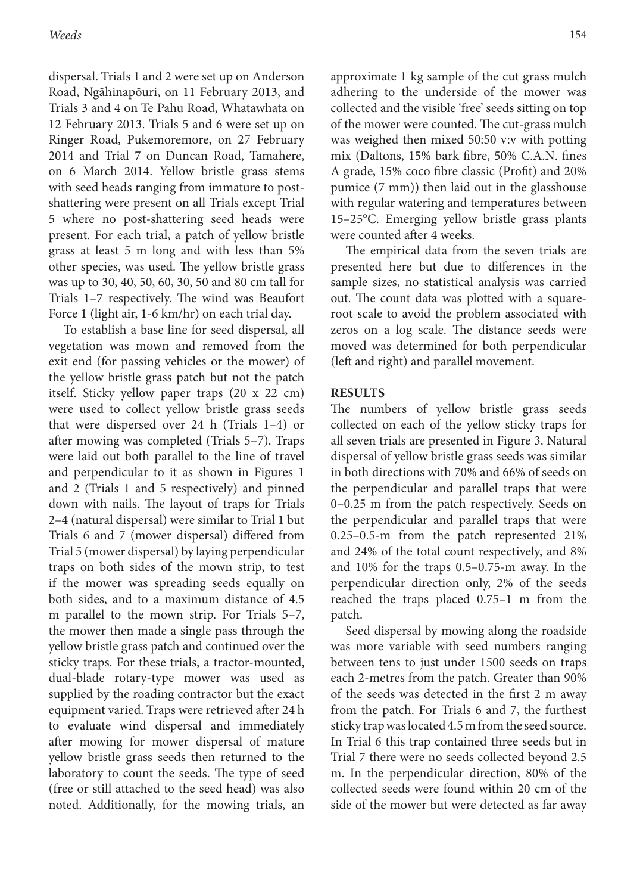dispersal. Trials 1 and 2 were set up on Anderson Road, Ngāhinapōuri, on 11 February 2013, and Trials 3 and 4 on Te Pahu Road, Whatawhata on 12 February 2013. Trials 5 and 6 were set up on Ringer Road, Pukemoremore, on 27 February 2014 and Trial 7 on Duncan Road, Tamahere, on 6 March 2014. Yellow bristle grass stems with seed heads ranging from immature to post-shattering were present on all Trials except Trial 5 where no post-shattering seed heads were present. For each trial, a patch of yellow bristle grass at least 5 m long and with less than 5% other species, was used. The yellow bristle grass was up to 30, 40, 50, 60, 30, 50 and 80 cm tall for Trials 1–7 respectively. The wind was Beaufort Force 1 (light air, 1-6 km/hr) on each trial day.

To establish a base line for seed dispersal, all vegetation was mown and removed from the exit end (for passing vehicles or the mower) of the yellow bristle grass patch but not the patch itself. Sticky yellow paper traps (20 x 22 cm) were used to collect yellow bristle grass seeds that were dispersed over 24 h (Trials 1–4) or after mowing was completed (Trials 5–7). Traps were laid out both parallel to the line of travel and perpendicular to it as shown in Figures 1 and 2 (Trials 1 and 5 respectively) and pinned down with nails. The layout of traps for Trials 2–4 (natural dispersal) were similar to Trial 1 but Trials 6 and 7 (mower dispersal) differed from Trial 5 (mower dispersal) by laying perpendicular traps on both sides of the mown strip, to test if the mower was spreading seeds equally on both sides, and to a maximum distance of 4.5 m parallel to the mown strip. For Trials 5–7, the mower then made a single pass through the yellow bristle grass patch and continued over the sticky traps. For these trials, a tractor-mounted, dual-blade rotary-type mower was used as supplied by the roading contractor but the exact equipment varied. Traps were retrieved after 24 h to evaluate wind dispersal and immediately after mowing for mower dispersal of mature yellow bristle grass seeds then returned to the laboratory to count the seeds. The type of seed (free or still attached to the seed head) was also noted. Additionally, for the mowing trials, an approximate 1 kg sample of the cut grass mulch adhering to the underside of the mower was collected and the visible 'free' seeds sitting on top of the mower were counted. The cut-grass mulch was weighed then mixed 50:50 v:v with potting mix (Daltons, 15% bark fibre, 50% C.A.N. fines A grade, 15% coco fibre classic (Profit) and 20% pumice (7 mm)) then laid out in the glasshouse with regular watering and temperatures between 15–25°C. Emerging yellow bristle grass plants were counted after 4 weeks.

The empirical data from the seven trials are presented here but due to differences in the sample sizes, no statistical analysis was carried out. The count data was plotted with a square-root scale to avoid the problem associated with zeros on a log scale. The distance seeds were moved was determined for both perpendicular (left and right) and parallel movement.

## RESULTS

The numbers of yellow bristle grass seeds collected on each of the yellow sticky traps for all seven trials are presented in Figure 3. Natural dispersal of yellow bristle grass seeds was similar in both directions with 70% and 66% of seeds on the perpendicular and parallel traps that were 0–0.25 m from the patch respectively. Seeds on the perpendicular and parallel traps that were 0.25–0.5-m from the patch represented 21% and 24% of the total count respectively, and 8% and 10% for the traps 0.5–0.75-m away. In the perpendicular direction only, 2% of the seeds reached the traps placed 0.75–1 m from the patch.

Seed dispersal by mowing along the roadside was more variable with seed numbers ranging between tens to just under 1500 seeds on traps each 2-metres from the patch. Greater than 90% of the seeds was detected in the first 2 m away from the patch. For Trials 6 and 7, the furthest sticky trap was located 4.5 m from the seed source. In Trial 6 this trap contained three seeds but in Trial 7 there were no seeds collected beyond 2.5 m. In the perpendicular direction, 80% of the collected seeds were found within 20 cm of the side of the mower but were detected as far away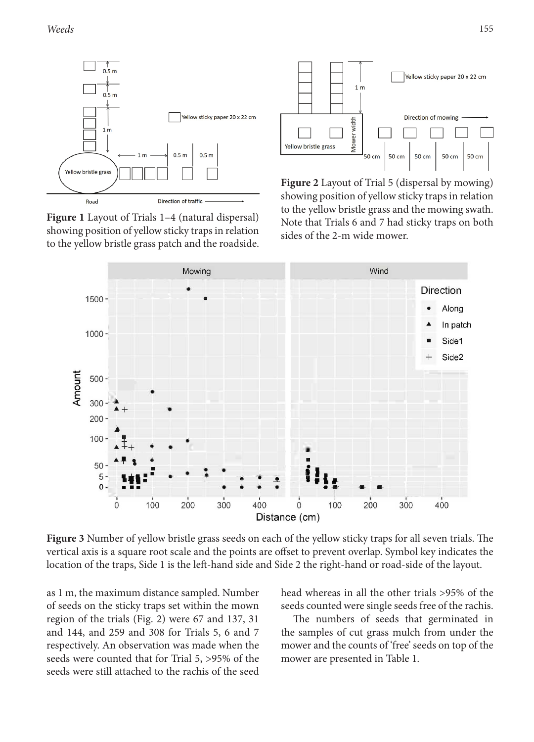Figure 1 Layout of Trials 1–4 (natural dispersal) showing position of yellow sticky traps in relation to the yellow bristle grass patch and the roadside.

Figure 2 Layout of Trial 5 (dispersal by mowing) showing position of yellow sticky traps in relation to the yellow bristle grass and the mowing swath. Note that Trials 6 and 7 had sticky traps on both sides of the 2-m wide mower.

Figure 3 Number of yellow bristle grass seeds on each of the yellow sticky traps for all seven trials. The vertical axis is a square root scale and the points are offset to prevent overlap. Symbol key indicates the location of the traps, Side 1 is the left-hand side and Side 2 the right-hand or road-side of the layout.

as 1 m, the maximum distance sampled. Number of seeds on the sticky traps set within the mown region of the trials (Fig. 2) were 67 and 137, 31 and 144, and 259 and 308 for Trials 5, 6 and 7 respectively. An observation was made when the seeds were counted that for Trial 5, >95% of the seeds were still attached to the rachis of the seed head whereas in all the other trials >95% of the seeds counted were single seeds free of the rachis.

The numbers of seeds that germinated in the samples of cut grass mulch from under the mower and the counts of 'free' seeds on top of the mower are presented in Table 1.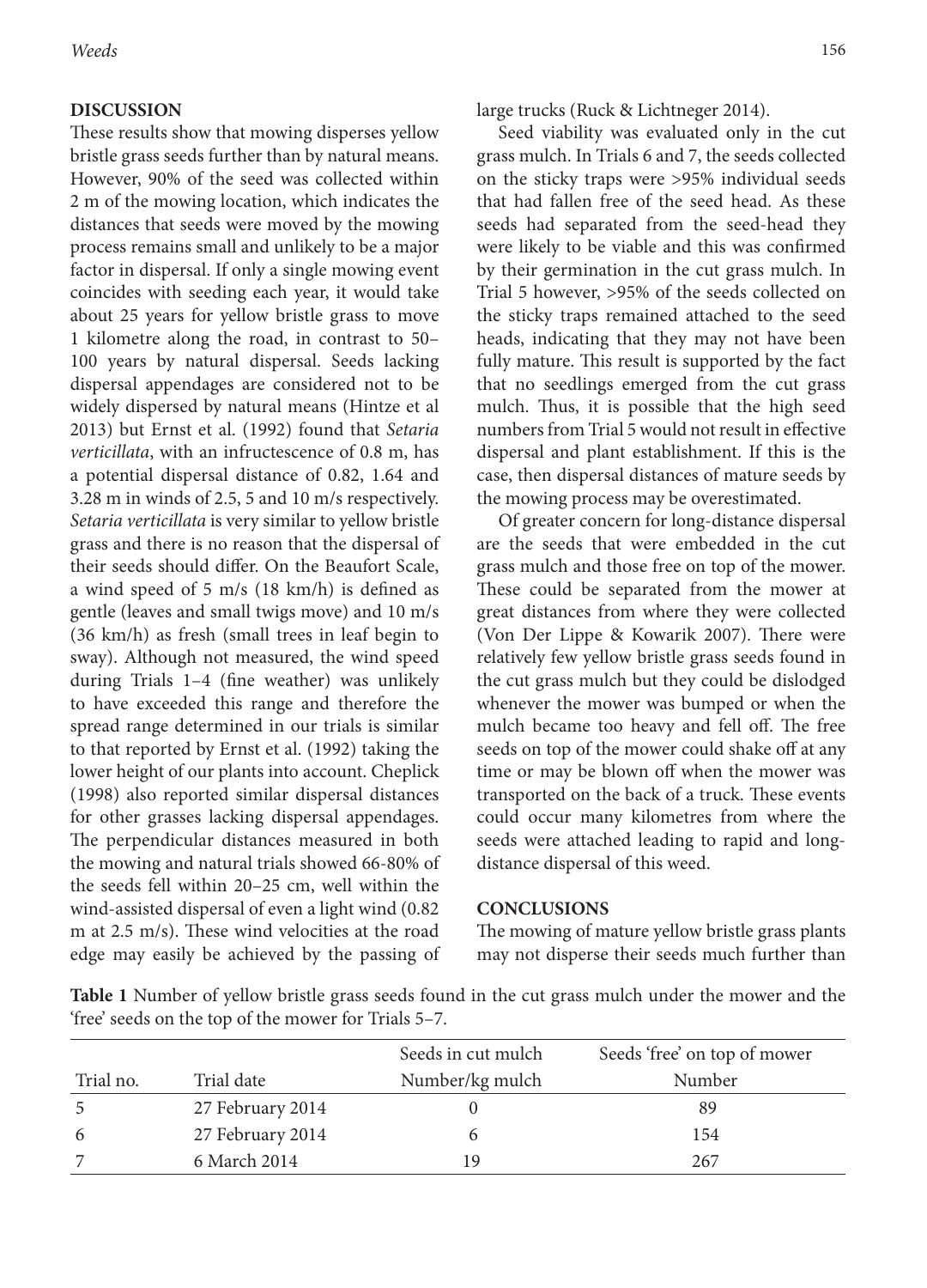## DISCUSSION

These results show that mowing disperses yellow bristle grass seeds further than by natural means. However, 90% of the seed was collected within 2 m of the mowing location, which indicates the distances that seeds were moved by the mowing process remains small and unlikely to be a major factor in dispersal. If only a single mowing event coincides with seeding each year, it would take about 25 years for yellow bristle grass to move 1 kilometre along the road, in contrast to 50–100 years by natural dispersal. Seeds lacking dispersal appendages are considered not to be widely dispersed by natural means (Hintze et al 2013) but Ernst et al. (1992) found that *Setaria verticillata*, with an infructescence of 0.8 m, has a potential dispersal distance of 0.82, 1.64 and 3.28 m in winds of 2.5, 5 and 10 m/s respectively. *Setaria verticillata* is very similar to yellow bristle grass and there is no reason that the dispersal of their seeds should differ. On the Beaufort Scale, a wind speed of 5 m/s (18 km/h) is defined as gentle (leaves and small twigs move) and 10 m/s (36 km/h) as fresh (small trees in leaf begin to sway). Although not measured, the wind speed during Trials 1–4 (fine weather) was unlikely to have exceeded this range and therefore the spread range determined in our trials is similar to that reported by Ernst et al. (1992) taking the lower height of our plants into account. Cheplick (1998) also reported similar dispersal distances for other grasses lacking dispersal appendages. The perpendicular distances measured in both the mowing and natural trials showed 66-80% of the seeds fell within 20–25 cm, well within the wind-assisted dispersal of even a light wind (0.82 m at 2.5 m/s). These wind velocities at the road edge may easily be achieved by the passing of large trucks (Ruck & Lichtneger 2014).

Seed viability was evaluated only in the cut grass mulch. In Trials 6 and 7, the seeds collected on the sticky traps were >95% individual seeds that had fallen free of the seed head. As these seeds had separated from the seed-head they were likely to be viable and this was confirmed by their germination in the cut grass mulch. In Trial 5 however, >95% of the seeds collected on the sticky traps remained attached to the seed heads, indicating that they may not have been fully mature. This result is supported by the fact that no seedlings emerged from the cut grass mulch. Thus, it is possible that the high seed numbers from Trial 5 would not result in effective dispersal and plant establishment. If this is the case, then dispersal distances of mature seeds by the mowing process may be overestimated.

Of greater concern for long-distance dispersal are the seeds that were embedded in the cut grass mulch and those free on top of the mower. These could be separated from the mower at great distances from where they were collected (Von Der Lippe & Kowarik 2007). There were relatively few yellow bristle grass seeds found in the cut grass mulch but they could be dislodged whenever the mower was bumped or when the mulch became too heavy and fell off. The free seeds on top of the mower could shake off at any time or may be blown off when the mower was transported on the back of a truck. These events could occur many kilometres from where the seeds were attached leading to rapid and long-distance dispersal of this weed.

## CONCLUSIONS

The mowing of mature yellow bristle grass plants may not disperse their seeds much further than

**Table 1** Number of yellow bristle grass seeds found in the cut grass mulch under the mower and the 'free' seeds on the top of the mower for Trials 5–7.

| Trial no. | Trial date | Seeds in cut mulch<br>Number/kg mulch | Seeds 'free' on top of mower<br>Number |
|---|---|---|---|
| 5 | 27 February 2014 | 0 | 89 |
| 6 | 27 February 2014 | 6 | 154 |
| 7 | 6 March 2014 | 19 | 267 |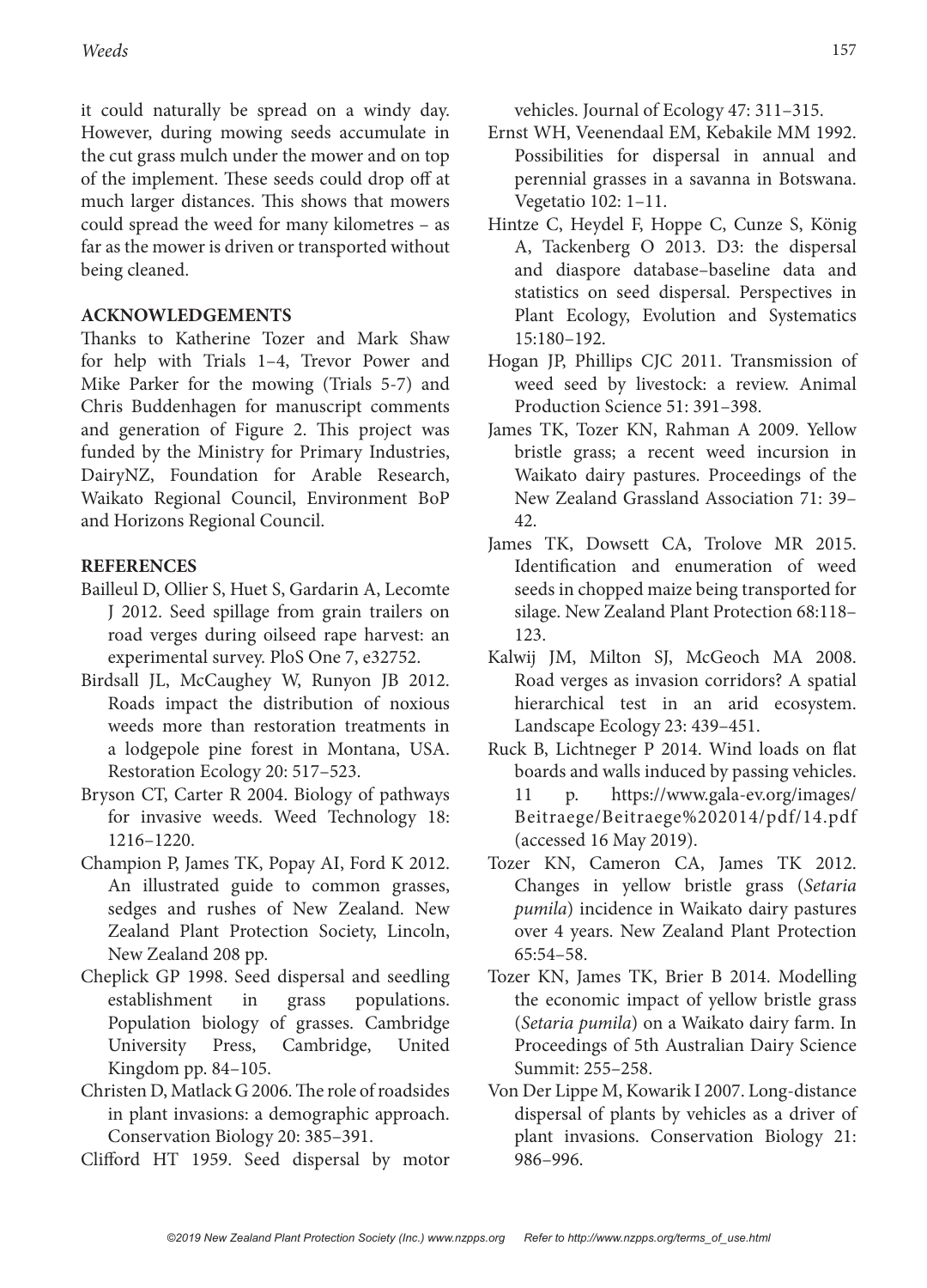it could naturally be spread on a windy day. However, during mowing seeds accumulate in the cut grass mulch under the mower and on top of the implement. These seeds could drop off at much larger distances. This shows that mowers could spread the weed for many kilometres – as far as the mower is driven or transported without being cleaned.

## ACKNOWLEDGEMENTS

Thanks to Katherine Tozer and Mark Shaw for help with Trials 1–4, Trevor Power and Mike Parker for the mowing (Trials 5-7) and Chris Buddenhagen for manuscript comments and generation of Figure 2. This project was funded by the Ministry for Primary Industries, DairyNZ, Foundation for Arable Research, Waikato Regional Council, Environment BoP and Horizons Regional Council.

## REFERENCES

Bailleul D, Ollier S, Huet S, Gardarin A, Lecomte J 2012. Seed spillage from grain trailers on road verges during oilseed rape harvest: an experimental survey. PloS One 7, e32752.

Birdsall JL, McCaughey W, Runyon JB 2012. Roads impact the distribution of noxious weeds more than restoration treatments in a lodgepole pine forest in Montana, USA. Restoration Ecology 20: 517–523.

Bryson CT, Carter R 2004. Biology of pathways for invasive weeds. Weed Technology 18: 1216–1220.

Champion P, James TK, Popay AI, Ford K 2012. An illustrated guide to common grasses, sedges and rushes of New Zealand. New Zealand Plant Protection Society, Lincoln, New Zealand 208 pp.

Cheplick GP 1998. Seed dispersal and seedling establishment in grass populations. Population biology of grasses. Cambridge University Press, Cambridge, United Kingdom pp. 84–105.

Christen D, Matlack G 2006. The role of roadsides in plant invasions: a demographic approach. Conservation Biology 20: 385–391.

Clifford HT 1959. Seed dispersal by motor vehicles. Journal of Ecology 47: 311–315.

Ernst WH, Veenendaal EM, Kebakile MM 1992. Possibilities for dispersal in annual and perennial grasses in a savanna in Botswana. Vegetatio 102: 1–11.

Hintze C, Heydel F, Hoppe C, Cunze S, König A, Tackenberg O 2013. D3: the dispersal and diaspore database–baseline data and statistics on seed dispersal. Perspectives in Plant Ecology, Evolution and Systematics 15:180–192.

Hogan JP, Phillips CJC 2011. Transmission of weed seed by livestock: a review. Animal Production Science 51: 391–398.

James TK, Tozer KN, Rahman A 2009. Yellow bristle grass; a recent weed incursion in Waikato dairy pastures. Proceedings of the New Zealand Grassland Association 71: 39–42.

James TK, Dowsett CA, Trolove MR 2015. Identification and enumeration of weed seeds in chopped maize being transported for silage. New Zealand Plant Protection 68:118–123.

Kalwij JM, Milton SJ, McGeoch MA 2008. Road verges as invasion corridors? A spatial hierarchical test in an arid ecosystem. Landscape Ecology 23: 439–451.

Ruck B, Lichtneger P 2014. Wind loads on flat boards and walls induced by passing vehicles. 11 p. https://www.gala-ev.org/images/Beitraege/Beitraege%202014/pdf/14.pdf (accessed 16 May 2019).

Tozer KN, Cameron CA, James TK 2012. Changes in yellow bristle grass (*Setaria pumila*) incidence in Waikato dairy pastures over 4 years. New Zealand Plant Protection 65:54–58.

Tozer KN, James TK, Brier B 2014. Modelling the economic impact of yellow bristle grass (*Setaria pumila*) on a Waikato dairy farm. In Proceedings of 5th Australian Dairy Science Summit: 255–258.

Von Der Lippe M, Kowarik I 2007. Long-distance dispersal of plants by vehicles as a driver of plant invasions. Conservation Biology 21: 986–996.